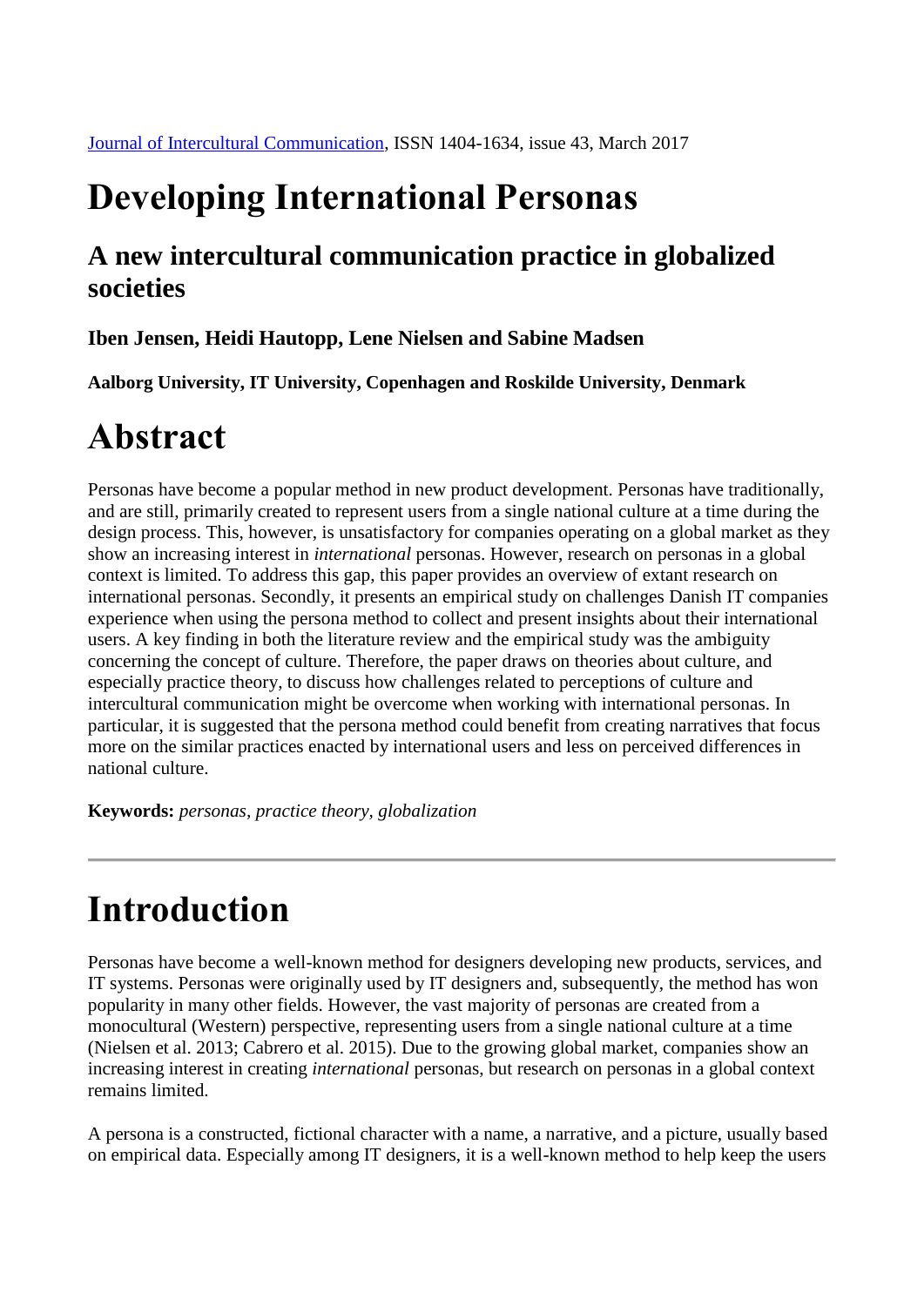Journal of Intercultural Communication, ISSN 1404-1634, issue 43, March 2017

# Developing International Personas

## A new intercultural communication practice in globalized societies

### Iben Jensen, Heidi Hautopp, Lene Nielsen and Sabine Madsen

**Aalborg University, IT University, Copenhagen and Roskilde University, Denmark**

# Abstract

Personas have become a popular method in new product development. Personas have traditionally, and are still, primarily created to represent users from a single national culture at a time during the design process. This, however, is unsatisfactory for companies operating on a global market as they show an increasing interest in *international* personas. However, research on personas in a global context is limited. To address this gap, this paper provides an overview of extant research on international personas. Secondly, it presents an empirical study on challenges Danish IT companies experience when using the persona method to collect and present insights about their international users. A key finding in both the literature review and the empirical study was the ambiguity concerning the concept of culture. Therefore, the paper draws on theories about culture, and especially practice theory, to discuss how challenges related to perceptions of culture and intercultural communication might be overcome when working with international personas. In particular, it is suggested that the persona method could benefit from creating narratives that focus more on the similar practices enacted by international users and less on perceived differences in national culture.

**Keywords:** *personas, practice theory, globalization*

---

# Introduction

Personas have become a well-known method for designers developing new products, services, and IT systems. Personas were originally used by IT designers and, subsequently, the method has won popularity in many other fields. However, the vast majority of personas are created from a monocultural (Western) perspective, representing users from a single national culture at a time (Nielsen et al. 2013; Cabrero et al. 2015). Due to the growing global market, companies show an increasing interest in creating *international* personas, but research on personas in a global context remains limited.

A persona is a constructed, fictional character with a name, a narrative, and a picture, usually based on empirical data. Especially among IT designers, it is a well-known method to help keep the users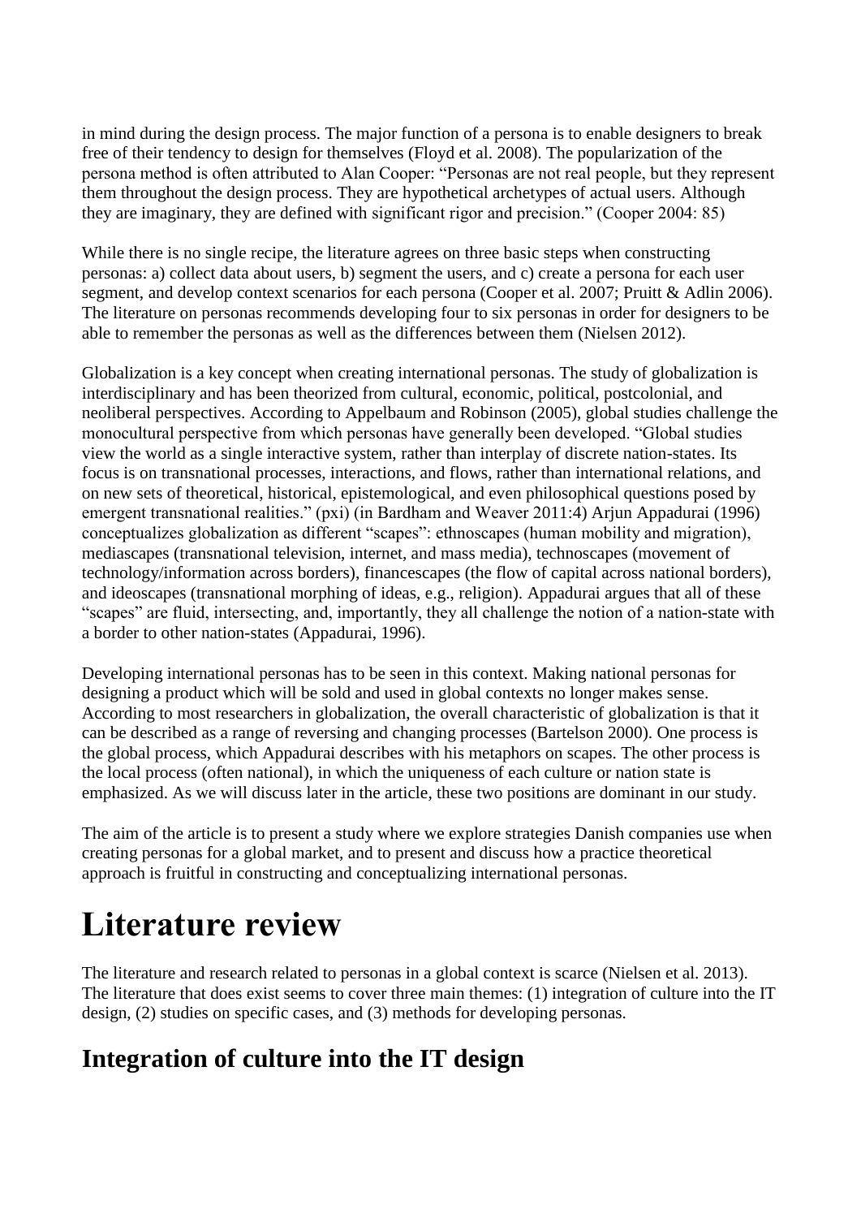in mind during the design process. The major function of a persona is to enable designers to break free of their tendency to design for themselves (Floyd et al. 2008). The popularization of the persona method is often attributed to Alan Cooper: "Personas are not real people, but they represent them throughout the design process. They are hypothetical archetypes of actual users. Although they are imaginary, they are defined with significant rigor and precision." (Cooper 2004: 85)

While there is no single recipe, the literature agrees on three basic steps when constructing personas: a) collect data about users, b) segment the users, and c) create a persona for each user segment, and develop context scenarios for each persona (Cooper et al. 2007; Pruitt & Adlin 2006). The literature on personas recommends developing four to six personas in order for designers to be able to remember the personas as well as the differences between them (Nielsen 2012).

Globalization is a key concept when creating international personas. The study of globalization is interdisciplinary and has been theorized from cultural, economic, political, postcolonial, and neoliberal perspectives. According to Appelbaum and Robinson (2005), global studies challenge the monocultural perspective from which personas have generally been developed. "Global studies view the world as a single interactive system, rather than interplay of discrete nation-states. Its focus is on transnational processes, interactions, and flows, rather than international relations, and on new sets of theoretical, historical, epistemological, and even philosophical questions posed by emergent transnational realities." (pxi) (in Bardham and Weaver 2011:4) Arjun Appadurai (1996) conceptualizes globalization as different "scapes": ethnoscapes (human mobility and migration), mediascapes (transnational television, internet, and mass media), technoscapes (movement of technology/information across borders), financescapes (the flow of capital across national borders), and ideoscapes (transnational morphing of ideas, e.g., religion). Appadurai argues that all of these "scapes" are fluid, intersecting, and, importantly, they all challenge the notion of a nation-state with a border to other nation-states (Appadurai, 1996).

Developing international personas has to be seen in this context. Making national personas for designing a product which will be sold and used in global contexts no longer makes sense. According to most researchers in globalization, the overall characteristic of globalization is that it can be described as a range of reversing and changing processes (Bartelson 2000). One process is the global process, which Appadurai describes with his metaphors on scapes. The other process is the local process (often national), in which the uniqueness of each culture or nation state is emphasized. As we will discuss later in the article, these two positions are dominant in our study.

The aim of the article is to present a study where we explore strategies Danish companies use when creating personas for a global market, and to present and discuss how a practice theoretical approach is fruitful in constructing and conceptualizing international personas.

# Literature review

The literature and research related to personas in a global context is scarce (Nielsen et al. 2013). The literature that does exist seems to cover three main themes: (1) integration of culture into the IT design, (2) studies on specific cases, and (3) methods for developing personas.

## Integration of culture into the IT design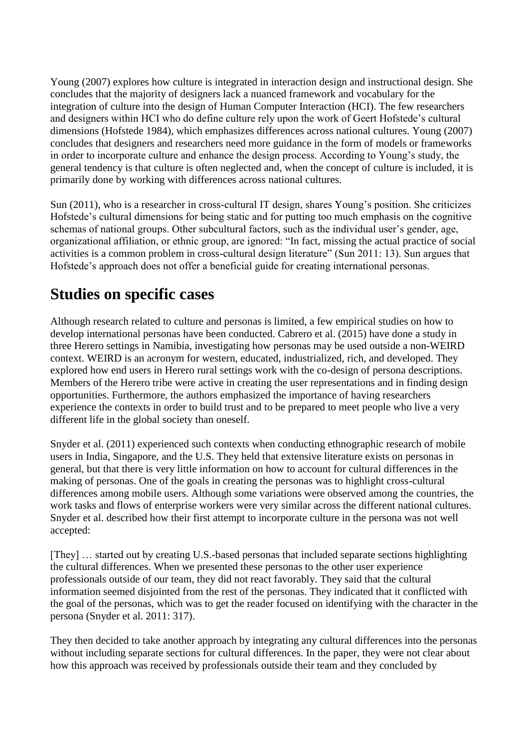Young (2007) explores how culture is integrated in interaction design and instructional design. She concludes that the majority of designers lack a nuanced framework and vocabulary for the integration of culture into the design of Human Computer Interaction (HCI). The few researchers and designers within HCI who do define culture rely upon the work of Geert Hofstede's cultural dimensions (Hofstede 1984), which emphasizes differences across national cultures. Young (2007) concludes that designers and researchers need more guidance in the form of models or frameworks in order to incorporate culture and enhance the design process. According to Young's study, the general tendency is that culture is often neglected and, when the concept of culture is included, it is primarily done by working with differences across national cultures.

Sun (2011), who is a researcher in cross-cultural IT design, shares Young's position. She criticizes Hofstede's cultural dimensions for being static and for putting too much emphasis on the cognitive schemas of national groups. Other subcultural factors, such as the individual user's gender, age, organizational affiliation, or ethnic group, are ignored: "In fact, missing the actual practice of social activities is a common problem in cross-cultural design literature" (Sun 2011: 13). Sun argues that Hofstede's approach does not offer a beneficial guide for creating international personas.

## Studies on specific cases

Although research related to culture and personas is limited, a few empirical studies on how to develop international personas have been conducted. Cabrero et al. (2015) have done a study in three Herero settings in Namibia, investigating how personas may be used outside a non-WEIRD context. WEIRD is an acronym for western, educated, industrialized, rich, and developed. They explored how end users in Herero rural settings work with the co-design of persona descriptions. Members of the Herero tribe were active in creating the user representations and in finding design opportunities. Furthermore, the authors emphasized the importance of having researchers experience the contexts in order to build trust and to be prepared to meet people who live a very different life in the global society than oneself.

Snyder et al. (2011) experienced such contexts when conducting ethnographic research of mobile users in India, Singapore, and the U.S. They held that extensive literature exists on personas in general, but that there is very little information on how to account for cultural differences in the making of personas. One of the goals in creating the personas was to highlight cross-cultural differences among mobile users. Although some variations were observed among the countries, the work tasks and flows of enterprise workers were very similar across the different national cultures. Snyder et al. described how their first attempt to incorporate culture in the persona was not well accepted:

[They] … started out by creating U.S.-based personas that included separate sections highlighting the cultural differences. When we presented these personas to the other user experience professionals outside of our team, they did not react favorably. They said that the cultural information seemed disjointed from the rest of the personas. They indicated that it conflicted with the goal of the personas, which was to get the reader focused on identifying with the character in the persona (Snyder et al. 2011: 317).

They then decided to take another approach by integrating any cultural differences into the personas without including separate sections for cultural differences. In the paper, they were not clear about how this approach was received by professionals outside their team and they concluded by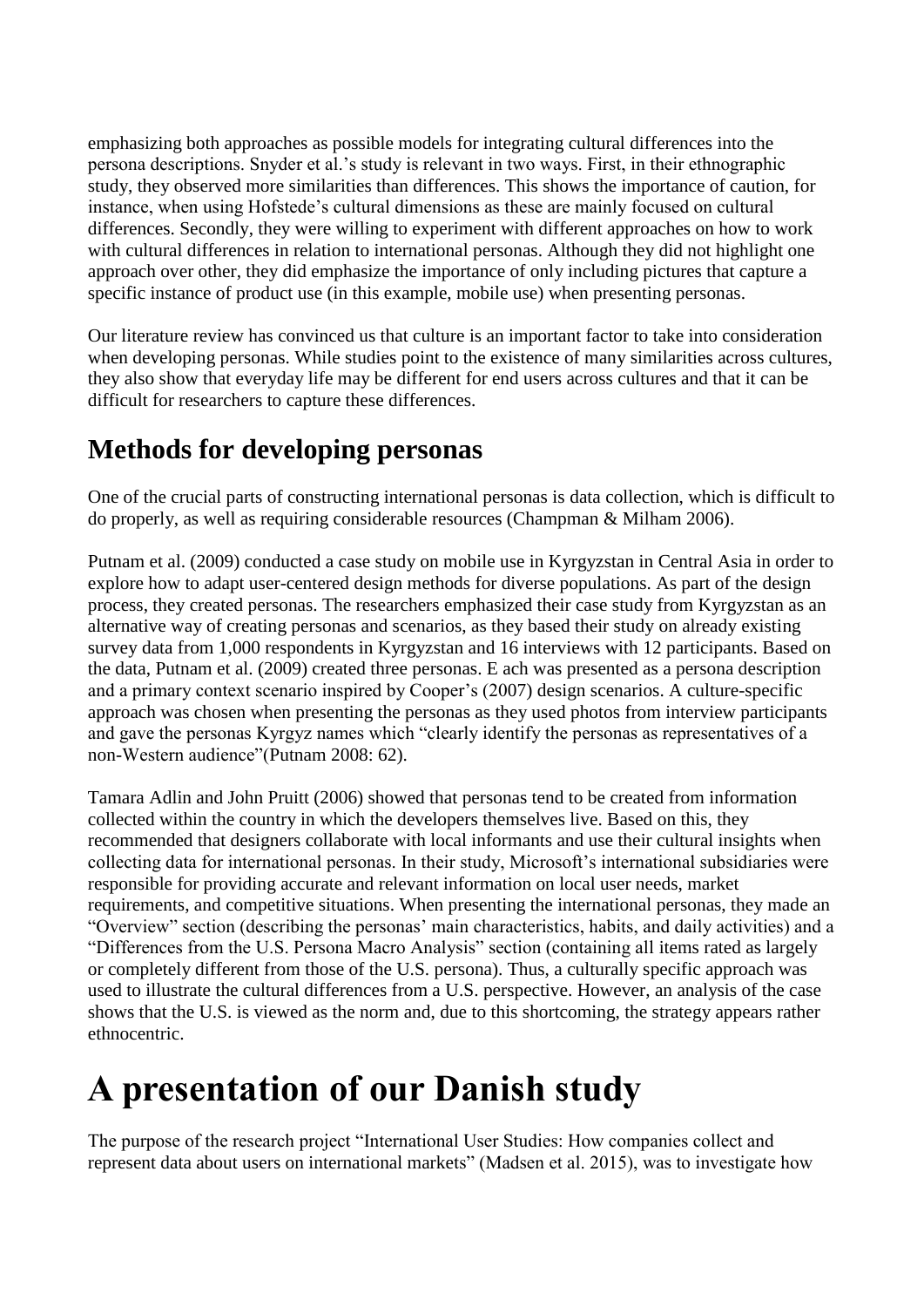emphasizing both approaches as possible models for integrating cultural differences into the persona descriptions. Snyder et al.'s study is relevant in two ways. First, in their ethnographic study, they observed more similarities than differences. This shows the importance of caution, for instance, when using Hofstede's cultural dimensions as these are mainly focused on cultural differences. Secondly, they were willing to experiment with different approaches on how to work with cultural differences in relation to international personas. Although they did not highlight one approach over other, they did emphasize the importance of only including pictures that capture a specific instance of product use (in this example, mobile use) when presenting personas.

Our literature review has convinced us that culture is an important factor to take into consideration when developing personas. While studies point to the existence of many similarities across cultures, they also show that everyday life may be different for end users across cultures and that it can be difficult for researchers to capture these differences.

## Methods for developing personas

One of the crucial parts of constructing international personas is data collection, which is difficult to do properly, as well as requiring considerable resources (Champman & Milham 2006).

Putnam et al. (2009) conducted a case study on mobile use in Kyrgyzstan in Central Asia in order to explore how to adapt user-centered design methods for diverse populations. As part of the design process, they created personas. The researchers emphasized their case study from Kyrgyzstan as an alternative way of creating personas and scenarios, as they based their study on already existing survey data from 1,000 respondents in Kyrgyzstan and 16 interviews with 12 participants. Based on the data, Putnam et al. (2009) created three personas. E ach was presented as a persona description and a primary context scenario inspired by Cooper's (2007) design scenarios. A culture-specific approach was chosen when presenting the personas as they used photos from interview participants and gave the personas Kyrgyz names which "clearly identify the personas as representatives of a non-Western audience"(Putnam 2008: 62).

Tamara Adlin and John Pruitt (2006) showed that personas tend to be created from information collected within the country in which the developers themselves live. Based on this, they recommended that designers collaborate with local informants and use their cultural insights when collecting data for international personas. In their study, Microsoft's international subsidiaries were responsible for providing accurate and relevant information on local user needs, market requirements, and competitive situations. When presenting the international personas, they made an "Overview" section (describing the personas' main characteristics, habits, and daily activities) and a "Differences from the U.S. Persona Macro Analysis" section (containing all items rated as largely or completely different from those of the U.S. persona). Thus, a culturally specific approach was used to illustrate the cultural differences from a U.S. perspective. However, an analysis of the case shows that the U.S. is viewed as the norm and, due to this shortcoming, the strategy appears rather ethnocentric.

# A presentation of our Danish study

The purpose of the research project "International User Studies: How companies collect and represent data about users on international markets" (Madsen et al. 2015), was to investigate how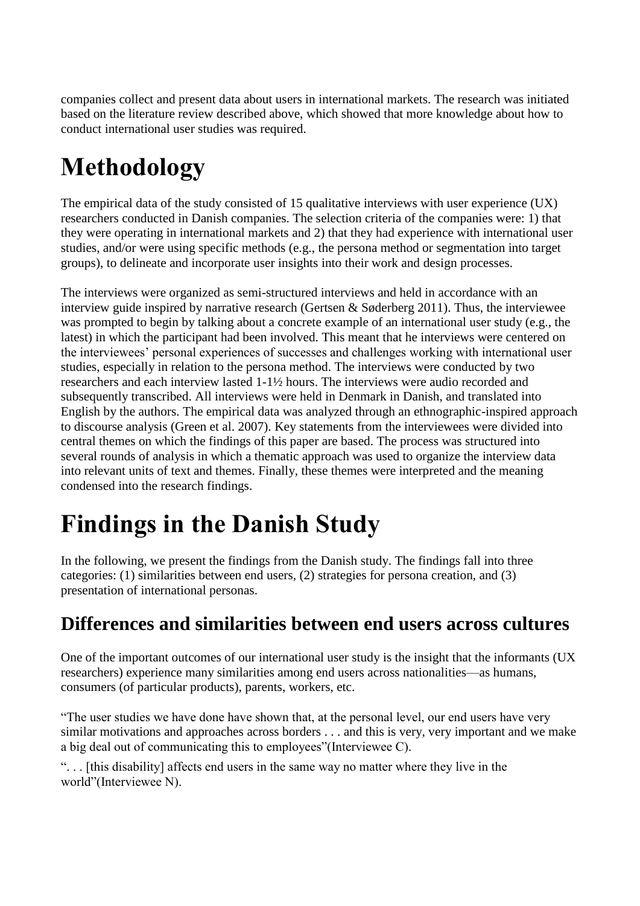companies collect and present data about users in international markets. The research was initiated based on the literature review described above, which showed that more knowledge about how to conduct international user studies was required.

# Methodology

The empirical data of the study consisted of 15 qualitative interviews with user experience (UX) researchers conducted in Danish companies. The selection criteria of the companies were: 1) that they were operating in international markets and 2) that they had experience with international user studies, and/or were using specific methods (e.g., the persona method or segmentation into target groups), to delineate and incorporate user insights into their work and design processes.

The interviews were organized as semi-structured interviews and held in accordance with an interview guide inspired by narrative research (Gertsen & Søderberg 2011). Thus, the interviewee was prompted to begin by talking about a concrete example of an international user study (e.g., the latest) in which the participant had been involved. This meant that he interviews were centered on the interviewees' personal experiences of successes and challenges working with international user studies, especially in relation to the persona method. The interviews were conducted by two researchers and each interview lasted 1-1½ hours. The interviews were audio recorded and subsequently transcribed. All interviews were held in Denmark in Danish, and translated into English by the authors. The empirical data was analyzed through an ethnographic-inspired approach to discourse analysis (Green et al. 2007). Key statements from the interviewees were divided into central themes on which the findings of this paper are based. The process was structured into several rounds of analysis in which a thematic approach was used to organize the interview data into relevant units of text and themes. Finally, these themes were interpreted and the meaning condensed into the research findings.

# Findings in the Danish Study

In the following, we present the findings from the Danish study. The findings fall into three categories: (1) similarities between end users, (2) strategies for persona creation, and (3) presentation of international personas.

## Differences and similarities between end users across cultures

One of the important outcomes of our international user study is the insight that the informants (UX researchers) experience many similarities among end users across nationalities—as humans, consumers (of particular products), parents, workers, etc.

"The user studies we have done have shown that, at the personal level, our end users have very similar motivations and approaches across borders . . . and this is very, very important and we make a big deal out of communicating this to employees"(Interviewee C).

". . . [this disability] affects end users in the same way no matter where they live in the world"(Interviewee N).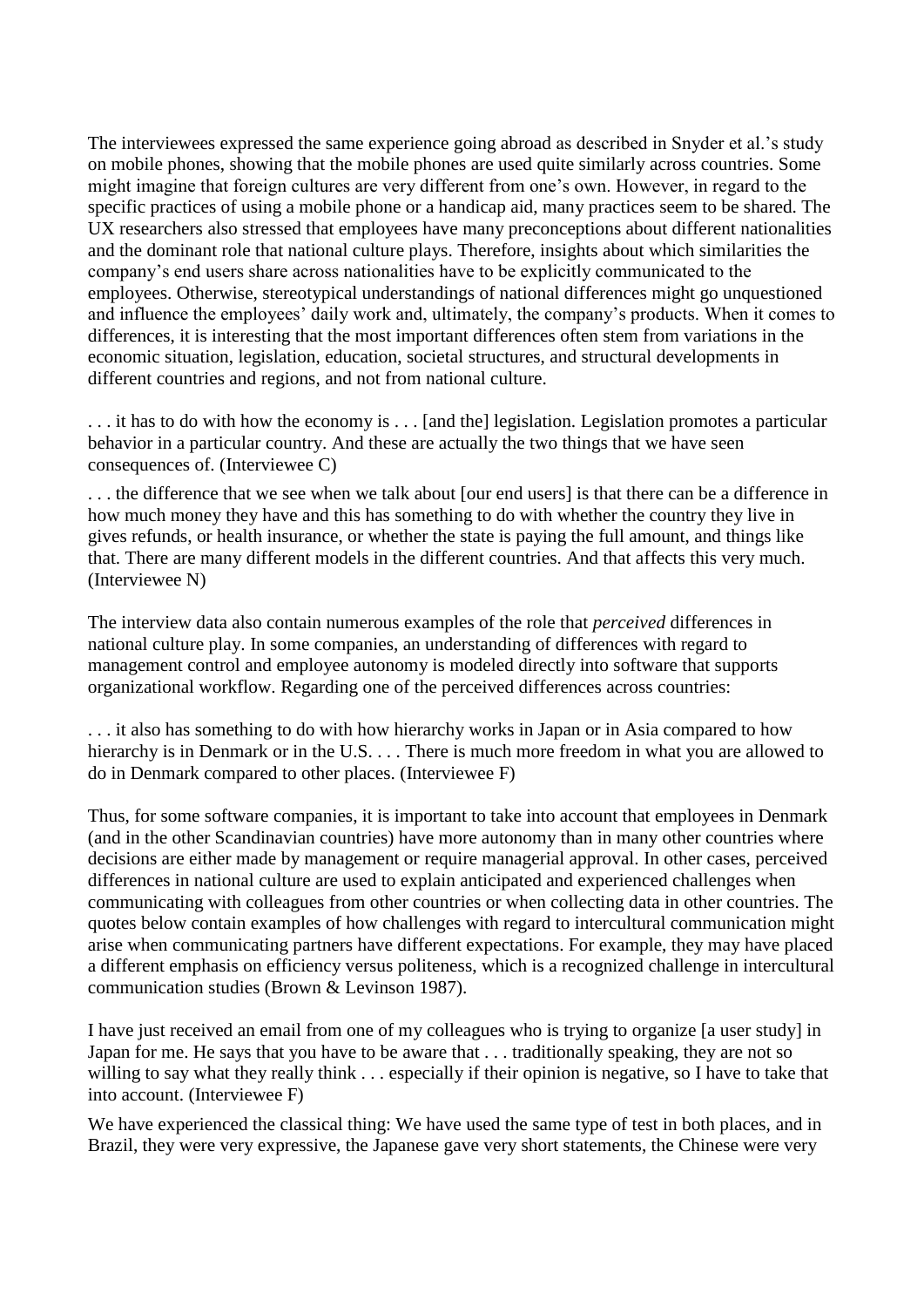The interviewees expressed the same experience going abroad as described in Snyder et al.'s study on mobile phones, showing that the mobile phones are used quite similarly across countries. Some might imagine that foreign cultures are very different from one's own. However, in regard to the specific practices of using a mobile phone or a handicap aid, many practices seem to be shared. The UX researchers also stressed that employees have many preconceptions about different nationalities and the dominant role that national culture plays. Therefore, insights about which similarities the company's end users share across nationalities have to be explicitly communicated to the employees. Otherwise, stereotypical understandings of national differences might go unquestioned and influence the employees' daily work and, ultimately, the company's products. When it comes to differences, it is interesting that the most important differences often stem from variations in the economic situation, legislation, education, societal structures, and structural developments in different countries and regions, and not from national culture.

. . . it has to do with how the economy is . . . [and the] legislation. Legislation promotes a particular behavior in a particular country. And these are actually the two things that we have seen consequences of. (Interviewee C)

. . . the difference that we see when we talk about [our end users] is that there can be a difference in how much money they have and this has something to do with whether the country they live in gives refunds, or health insurance, or whether the state is paying the full amount, and things like that. There are many different models in the different countries. And that affects this very much. (Interviewee N)

The interview data also contain numerous examples of the role that *perceived* differences in national culture play. In some companies, an understanding of differences with regard to management control and employee autonomy is modeled directly into software that supports organizational workflow. Regarding one of the perceived differences across countries:

. . . it also has something to do with how hierarchy works in Japan or in Asia compared to how hierarchy is in Denmark or in the U.S. . . . There is much more freedom in what you are allowed to do in Denmark compared to other places. (Interviewee F)

Thus, for some software companies, it is important to take into account that employees in Denmark (and in the other Scandinavian countries) have more autonomy than in many other countries where decisions are either made by management or require managerial approval. In other cases, perceived differences in national culture are used to explain anticipated and experienced challenges when communicating with colleagues from other countries or when collecting data in other countries. The quotes below contain examples of how challenges with regard to intercultural communication might arise when communicating partners have different expectations. For example, they may have placed a different emphasis on efficiency versus politeness, which is a recognized challenge in intercultural communication studies (Brown & Levinson 1987).

I have just received an email from one of my colleagues who is trying to organize [a user study] in Japan for me. He says that you have to be aware that . . . traditionally speaking, they are not so willing to say what they really think . . . especially if their opinion is negative, so I have to take that into account. (Interviewee F)

We have experienced the classical thing: We have used the same type of test in both places, and in Brazil, they were very expressive, the Japanese gave very short statements, the Chinese were very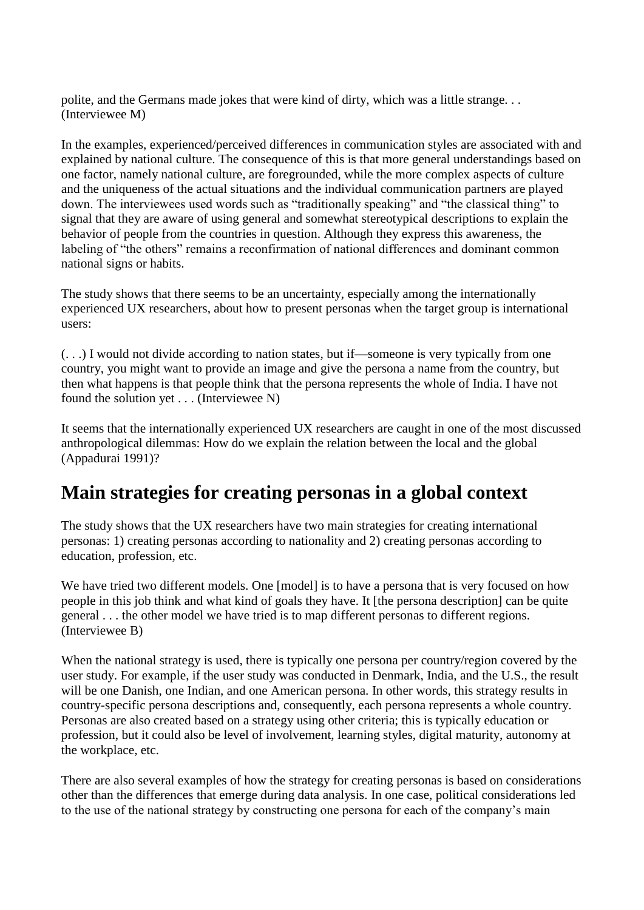polite, and the Germans made jokes that were kind of dirty, which was a little strange. . . (Interviewee M)

In the examples, experienced/perceived differences in communication styles are associated with and explained by national culture. The consequence of this is that more general understandings based on one factor, namely national culture, are foregrounded, while the more complex aspects of culture and the uniqueness of the actual situations and the individual communication partners are played down. The interviewees used words such as "traditionally speaking" and "the classical thing" to signal that they are aware of using general and somewhat stereotypical descriptions to explain the behavior of people from the countries in question. Although they express this awareness, the labeling of "the others" remains a reconfirmation of national differences and dominant common national signs or habits.

The study shows that there seems to be an uncertainty, especially among the internationally experienced UX researchers, about how to present personas when the target group is international users:

(. . .) I would not divide according to nation states, but if—someone is very typically from one country, you might want to provide an image and give the persona a name from the country, but then what happens is that people think that the persona represents the whole of India. I have not found the solution yet . . . (Interviewee N)

It seems that the internationally experienced UX researchers are caught in one of the most discussed anthropological dilemmas: How do we explain the relation between the local and the global (Appadurai 1991)?

## Main strategies for creating personas in a global context

The study shows that the UX researchers have two main strategies for creating international personas: 1) creating personas according to nationality and 2) creating personas according to education, profession, etc.

We have tried two different models. One [model] is to have a persona that is very focused on how people in this job think and what kind of goals they have. It [the persona description] can be quite general . . . the other model we have tried is to map different personas to different regions. (Interviewee B)

When the national strategy is used, there is typically one persona per country/region covered by the user study. For example, if the user study was conducted in Denmark, India, and the U.S., the result will be one Danish, one Indian, and one American persona. In other words, this strategy results in country-specific persona descriptions and, consequently, each persona represents a whole country. Personas are also created based on a strategy using other criteria; this is typically education or profession, but it could also be level of involvement, learning styles, digital maturity, autonomy at the workplace, etc.

There are also several examples of how the strategy for creating personas is based on considerations other than the differences that emerge during data analysis. In one case, political considerations led to the use of the national strategy by constructing one persona for each of the company's main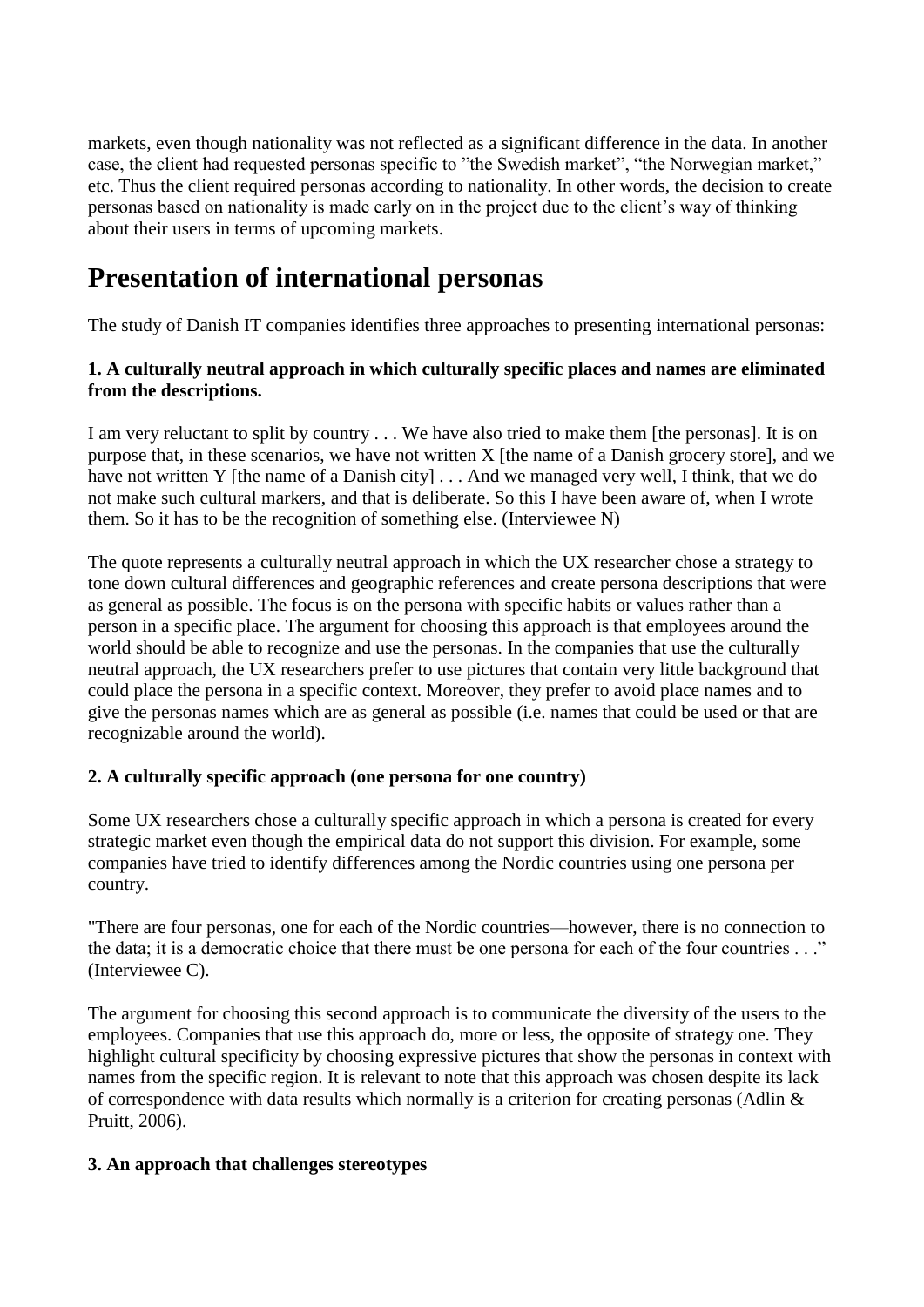markets, even though nationality was not reflected as a significant difference in the data. In another case, the client had requested personas specific to ”the Swedish market”, “the Norwegian market,” etc. Thus the client required personas according to nationality. In other words, the decision to create personas based on nationality is made early on in the project due to the client’s way of thinking about their users in terms of upcoming markets.

# Presentation of international personas

The study of Danish IT companies identifies three approaches to presenting international personas:

**1. A culturally neutral approach in which culturally specific places and names are eliminated from the descriptions.**

I am very reluctant to split by country . . . We have also tried to make them [the personas]. It is on purpose that, in these scenarios, we have not written X [the name of a Danish grocery store], and we have not written Y [the name of a Danish city] . . . And we managed very well, I think, that we do not make such cultural markers, and that is deliberate. So this I have been aware of, when I wrote them. So it has to be the recognition of something else. (Interviewee N)

The quote represents a culturally neutral approach in which the UX researcher chose a strategy to tone down cultural differences and geographic references and create persona descriptions that were as general as possible. The focus is on the persona with specific habits or values rather than a person in a specific place. The argument for choosing this approach is that employees around the world should be able to recognize and use the personas. In the companies that use the culturally neutral approach, the UX researchers prefer to use pictures that contain very little background that could place the persona in a specific context. Moreover, they prefer to avoid place names and to give the personas names which are as general as possible (i.e. names that could be used or that are recognizable around the world).

**2. A culturally specific approach (one persona for one country)**

Some UX researchers chose a culturally specific approach in which a persona is created for every strategic market even though the empirical data do not support this division. For example, some companies have tried to identify differences among the Nordic countries using one persona per country.

"There are four personas, one for each of the Nordic countries—however, there is no connection to the data; it is a democratic choice that there must be one persona for each of the four countries . . .” (Interviewee C).

The argument for choosing this second approach is to communicate the diversity of the users to the employees. Companies that use this approach do, more or less, the opposite of strategy one. They highlight cultural specificity by choosing expressive pictures that show the personas in context with names from the specific region. It is relevant to note that this approach was chosen despite its lack of correspondence with data results which normally is a criterion for creating personas (Adlin & Pruitt, 2006).

**3. An approach that challenges stereotypes**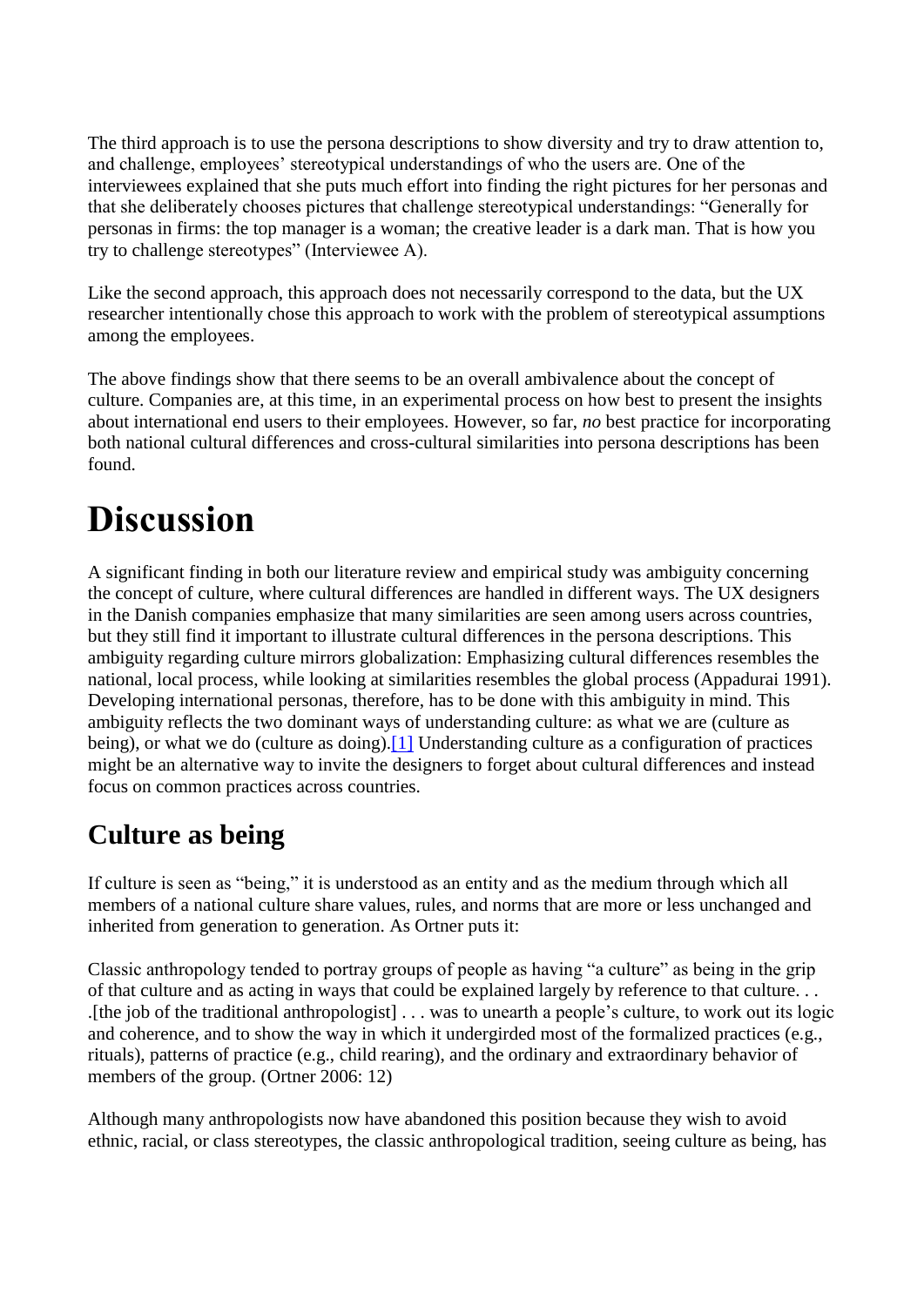The third approach is to use the persona descriptions to show diversity and try to draw attention to, and challenge, employees' stereotypical understandings of who the users are. One of the interviewees explained that she puts much effort into finding the right pictures for her personas and that she deliberately chooses pictures that challenge stereotypical understandings: "Generally for personas in firms: the top manager is a woman; the creative leader is a dark man. That is how you try to challenge stereotypes" (Interviewee A).

Like the second approach, this approach does not necessarily correspond to the data, but the UX researcher intentionally chose this approach to work with the problem of stereotypical assumptions among the employees.

The above findings show that there seems to be an overall ambivalence about the concept of culture. Companies are, at this time, in an experimental process on how best to present the insights about international end users to their employees. However, so far, *no* best practice for incorporating both national cultural differences and cross-cultural similarities into persona descriptions has been found.

# Discussion

A significant finding in both our literature review and empirical study was ambiguity concerning the concept of culture, where cultural differences are handled in different ways. The UX designers in the Danish companies emphasize that many similarities are seen among users across countries, but they still find it important to illustrate cultural differences in the persona descriptions. This ambiguity regarding culture mirrors globalization: Emphasizing cultural differences resembles the national, local process, while looking at similarities resembles the global process (Appadurai 1991). Developing international personas, therefore, has to be done with this ambiguity in mind. This ambiguity reflects the two dominant ways of understanding culture: as what we are (culture as being), or what we do (culture as doing).[1] Understanding culture as a configuration of practices might be an alternative way to invite the designers to forget about cultural differences and instead focus on common practices across countries.

## Culture as being

If culture is seen as "being," it is understood as an entity and as the medium through which all members of a national culture share values, rules, and norms that are more or less unchanged and inherited from generation to generation. As Ortner puts it:

Classic anthropology tended to portray groups of people as having "a culture" as being in the grip of that culture and as acting in ways that could be explained largely by reference to that culture. . . .[the job of the traditional anthropologist] . . . was to unearth a people's culture, to work out its logic and coherence, and to show the way in which it undergirded most of the formalized practices (e.g., rituals), patterns of practice (e.g., child rearing), and the ordinary and extraordinary behavior of members of the group. (Ortner 2006: 12)

Although many anthropologists now have abandoned this position because they wish to avoid ethnic, racial, or class stereotypes, the classic anthropological tradition, seeing culture as being, has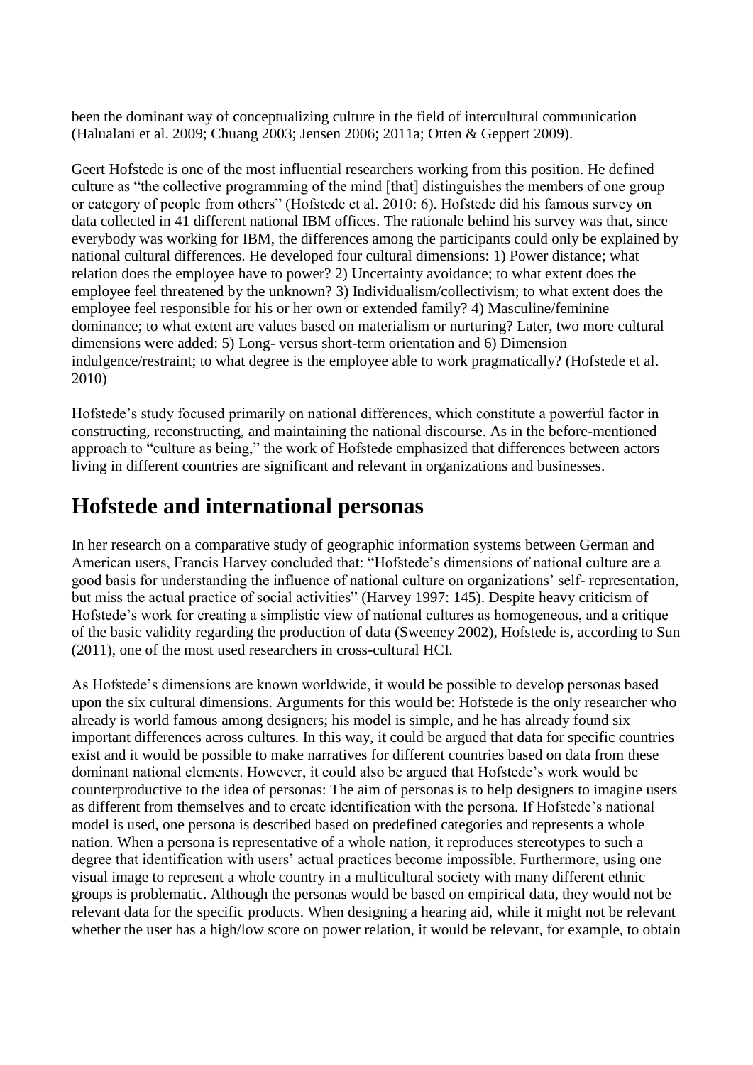been the dominant way of conceptualizing culture in the field of intercultural communication (Halualani et al. 2009; Chuang 2003; Jensen 2006; 2011a; Otten & Geppert 2009).

Geert Hofstede is one of the most influential researchers working from this position. He defined culture as "the collective programming of the mind [that] distinguishes the members of one group or category of people from others" (Hofstede et al. 2010: 6). Hofstede did his famous survey on data collected in 41 different national IBM offices. The rationale behind his survey was that, since everybody was working for IBM, the differences among the participants could only be explained by national cultural differences. He developed four cultural dimensions: 1) Power distance; what relation does the employee have to power? 2) Uncertainty avoidance; to what extent does the employee feel threatened by the unknown? 3) Individualism/collectivism; to what extent does the employee feel responsible for his or her own or extended family? 4) Masculine/feminine dominance; to what extent are values based on materialism or nurturing? Later, two more cultural dimensions were added: 5) Long- versus short-term orientation and 6) Dimension indulgence/restraint; to what degree is the employee able to work pragmatically? (Hofstede et al. 2010)

Hofstede's study focused primarily on national differences, which constitute a powerful factor in constructing, reconstructing, and maintaining the national discourse. As in the before-mentioned approach to "culture as being," the work of Hofstede emphasized that differences between actors living in different countries are significant and relevant in organizations and businesses.

## Hofstede and international personas

In her research on a comparative study of geographic information systems between German and American users, Francis Harvey concluded that: "Hofstede's dimensions of national culture are a good basis for understanding the influence of national culture on organizations' self- representation, but miss the actual practice of social activities" (Harvey 1997: 145). Despite heavy criticism of Hofstede's work for creating a simplistic view of national cultures as homogeneous, and a critique of the basic validity regarding the production of data (Sweeney 2002), Hofstede is, according to Sun (2011), one of the most used researchers in cross-cultural HCI.

As Hofstede's dimensions are known worldwide, it would be possible to develop personas based upon the six cultural dimensions. Arguments for this would be: Hofstede is the only researcher who already is world famous among designers; his model is simple, and he has already found six important differences across cultures. In this way, it could be argued that data for specific countries exist and it would be possible to make narratives for different countries based on data from these dominant national elements. However, it could also be argued that Hofstede's work would be counterproductive to the idea of personas: The aim of personas is to help designers to imagine users as different from themselves and to create identification with the persona. If Hofstede's national model is used, one persona is described based on predefined categories and represents a whole nation. When a persona is representative of a whole nation, it reproduces stereotypes to such a degree that identification with users' actual practices become impossible. Furthermore, using one visual image to represent a whole country in a multicultural society with many different ethnic groups is problematic. Although the personas would be based on empirical data, they would not be relevant data for the specific products. When designing a hearing aid, while it might not be relevant whether the user has a high/low score on power relation, it would be relevant, for example, to obtain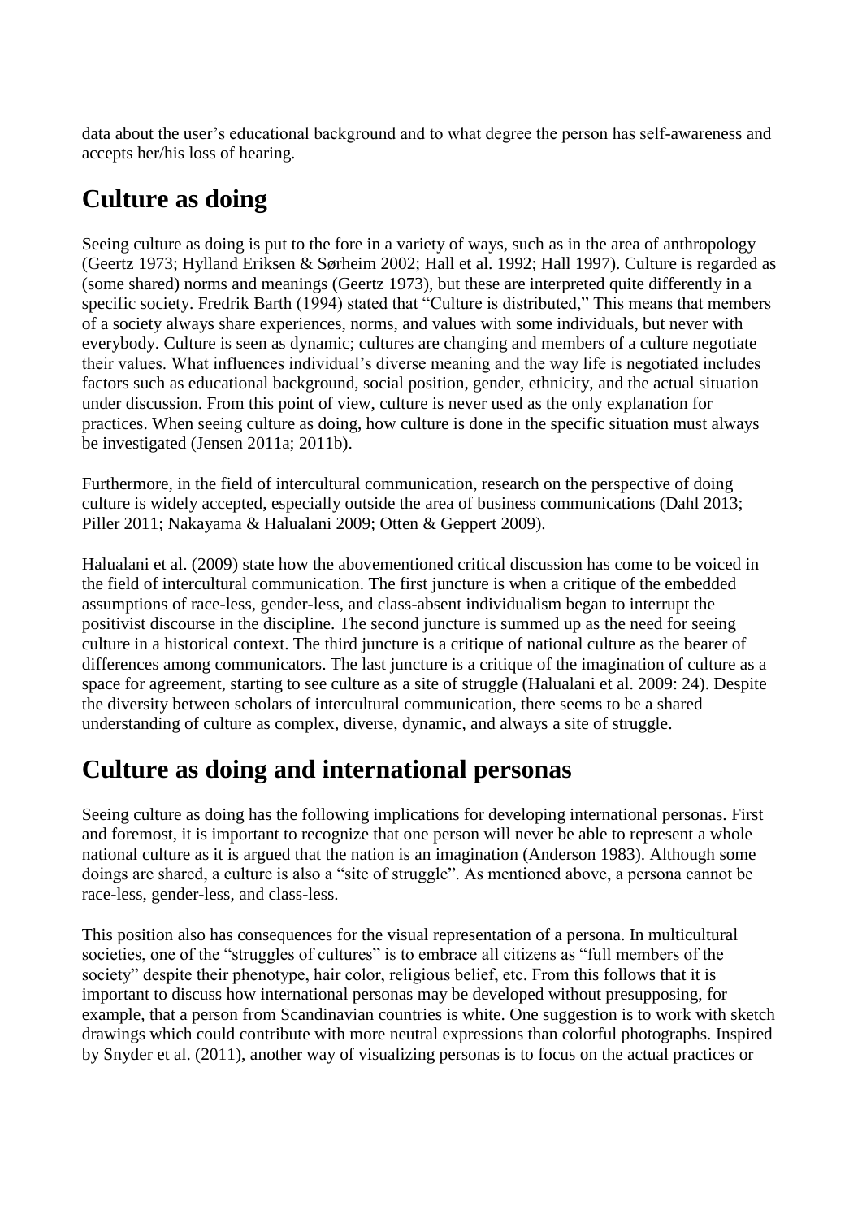data about the user's educational background and to what degree the person has self-awareness and accepts her/his loss of hearing.

# Culture as doing

Seeing culture as doing is put to the fore in a variety of ways, such as in the area of anthropology (Geertz 1973; Hylland Eriksen & Sørheim 2002; Hall et al. 1992; Hall 1997). Culture is regarded as (some shared) norms and meanings (Geertz 1973), but these are interpreted quite differently in a specific society. Fredrik Barth (1994) stated that "Culture is distributed," This means that members of a society always share experiences, norms, and values with some individuals, but never with everybody. Culture is seen as dynamic; cultures are changing and members of a culture negotiate their values. What influences individual's diverse meaning and the way life is negotiated includes factors such as educational background, social position, gender, ethnicity, and the actual situation under discussion. From this point of view, culture is never used as the only explanation for practices. When seeing culture as doing, how culture is done in the specific situation must always be investigated (Jensen 2011a; 2011b).

Furthermore, in the field of intercultural communication, research on the perspective of doing culture is widely accepted, especially outside the area of business communications (Dahl 2013; Piller 2011; Nakayama & Halualani 2009; Otten & Geppert 2009).

Halualani et al. (2009) state how the abovementioned critical discussion has come to be voiced in the field of intercultural communication. The first juncture is when a critique of the embedded assumptions of race-less, gender-less, and class-absent individualism began to interrupt the positivist discourse in the discipline. The second juncture is summed up as the need for seeing culture in a historical context. The third juncture is a critique of national culture as the bearer of differences among communicators. The last juncture is a critique of the imagination of culture as a space for agreement, starting to see culture as a site of struggle (Halualani et al. 2009: 24). Despite the diversity between scholars of intercultural communication, there seems to be a shared understanding of culture as complex, diverse, dynamic, and always a site of struggle.

# Culture as doing and international personas

Seeing culture as doing has the following implications for developing international personas. First and foremost, it is important to recognize that one person will never be able to represent a whole national culture as it is argued that the nation is an imagination (Anderson 1983). Although some doings are shared, a culture is also a "site of struggle". As mentioned above, a persona cannot be race-less, gender-less, and class-less.

This position also has consequences for the visual representation of a persona. In multicultural societies, one of the "struggles of cultures" is to embrace all citizens as "full members of the society" despite their phenotype, hair color, religious belief, etc. From this follows that it is important to discuss how international personas may be developed without presupposing, for example, that a person from Scandinavian countries is white. One suggestion is to work with sketch drawings which could contribute with more neutral expressions than colorful photographs. Inspired by Snyder et al. (2011), another way of visualizing personas is to focus on the actual practices or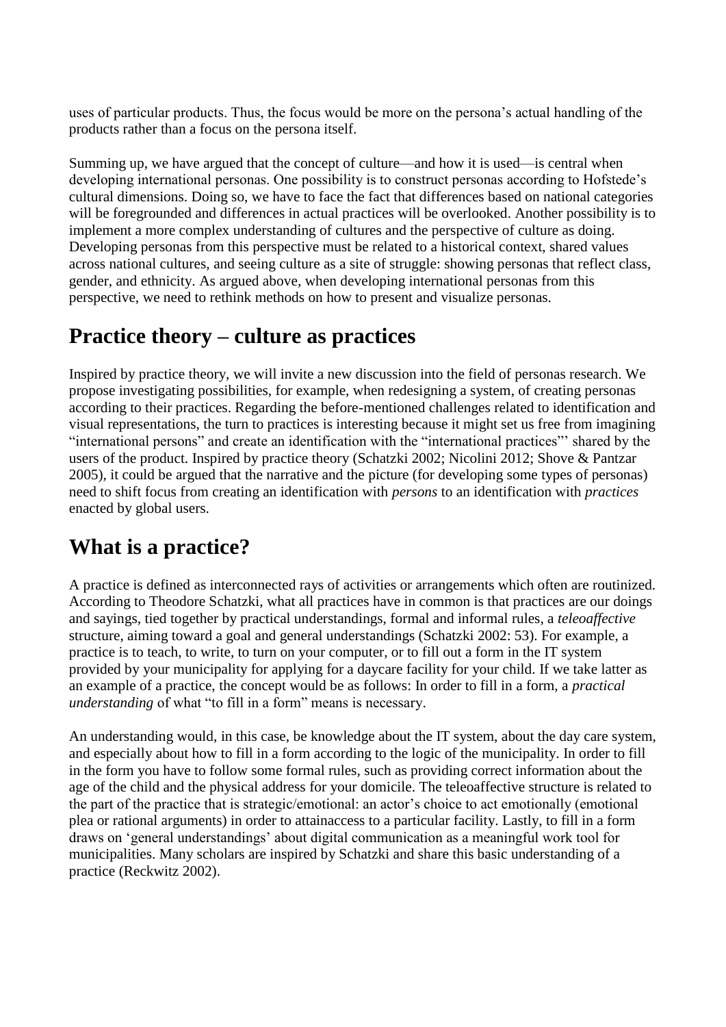uses of particular products. Thus, the focus would be more on the persona's actual handling of the products rather than a focus on the persona itself.

Summing up, we have argued that the concept of culture—and how it is used—is central when developing international personas. One possibility is to construct personas according to Hofstede's cultural dimensions. Doing so, we have to face the fact that differences based on national categories will be foregrounded and differences in actual practices will be overlooked. Another possibility is to implement a more complex understanding of cultures and the perspective of culture as doing. Developing personas from this perspective must be related to a historical context, shared values across national cultures, and seeing culture as a site of struggle: showing personas that reflect class, gender, and ethnicity. As argued above, when developing international personas from this perspective, we need to rethink methods on how to present and visualize personas.

## Practice theory – culture as practices

Inspired by practice theory, we will invite a new discussion into the field of personas research. We propose investigating possibilities, for example, when redesigning a system, of creating personas according to their practices. Regarding the before-mentioned challenges related to identification and visual representations, the turn to practices is interesting because it might set us free from imagining "international persons" and create an identification with the "international practices"' shared by the users of the product. Inspired by practice theory (Schatzki 2002; Nicolini 2012; Shove & Pantzar 2005), it could be argued that the narrative and the picture (for developing some types of personas) need to shift focus from creating an identification with *persons* to an identification with *practices* enacted by global users.

## What is a practice?

A practice is defined as interconnected rays of activities or arrangements which often are routinized. According to Theodore Schatzki, what all practices have in common is that practices are our doings and sayings, tied together by practical understandings, formal and informal rules, a *teleoaffective* structure, aiming toward a goal and general understandings (Schatzki 2002: 53). For example, a practice is to teach, to write, to turn on your computer, or to fill out a form in the IT system provided by your municipality for applying for a daycare facility for your child. If we take latter as an example of a practice, the concept would be as follows: In order to fill in a form, a *practical understanding* of what "to fill in a form" means is necessary.

An understanding would, in this case, be knowledge about the IT system, about the day care system, and especially about how to fill in a form according to the logic of the municipality. In order to fill in the form you have to follow some formal rules, such as providing correct information about the age of the child and the physical address for your domicile. The teleoaffective structure is related to the part of the practice that is strategic/emotional: an actor's choice to act emotionally (emotional plea or rational arguments) in order to attainaccess to a particular facility. Lastly, to fill in a form draws on 'general understandings' about digital communication as a meaningful work tool for municipalities. Many scholars are inspired by Schatzki and share this basic understanding of a practice (Reckwitz 2002).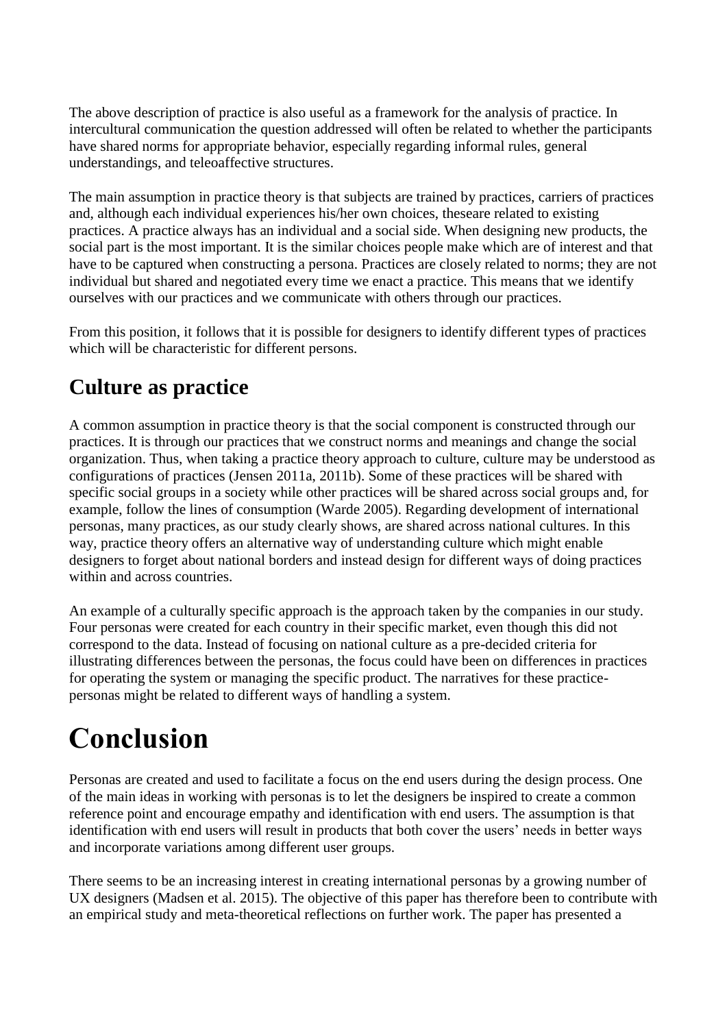The above description of practice is also useful as a framework for the analysis of practice. In intercultural communication the question addressed will often be related to whether the participants have shared norms for appropriate behavior, especially regarding informal rules, general understandings, and teleoaffective structures.

The main assumption in practice theory is that subjects are trained by practices, carriers of practices and, although each individual experiences his/her own choices, theseare related to existing practices. A practice always has an individual and a social side. When designing new products, the social part is the most important. It is the similar choices people make which are of interest and that have to be captured when constructing a persona. Practices are closely related to norms; they are not individual but shared and negotiated every time we enact a practice. This means that we identify ourselves with our practices and we communicate with others through our practices.

From this position, it follows that it is possible for designers to identify different types of practices which will be characteristic for different persons.

## Culture as practice

A common assumption in practice theory is that the social component is constructed through our practices. It is through our practices that we construct norms and meanings and change the social organization. Thus, when taking a practice theory approach to culture, culture may be understood as configurations of practices (Jensen 2011a, 2011b). Some of these practices will be shared with specific social groups in a society while other practices will be shared across social groups and, for example, follow the lines of consumption (Warde 2005). Regarding development of international personas, many practices, as our study clearly shows, are shared across national cultures. In this way, practice theory offers an alternative way of understanding culture which might enable designers to forget about national borders and instead design for different ways of doing practices within and across countries.

An example of a culturally specific approach is the approach taken by the companies in our study. Four personas were created for each country in their specific market, even though this did not correspond to the data. Instead of focusing on national culture as a pre-decided criteria for illustrating differences between the personas, the focus could have been on differences in practices for operating the system or managing the specific product. The narratives for these practice-personas might be related to different ways of handling a system.

# Conclusion

Personas are created and used to facilitate a focus on the end users during the design process. One of the main ideas in working with personas is to let the designers be inspired to create a common reference point and encourage empathy and identification with end users. The assumption is that identification with end users will result in products that both cover the users' needs in better ways and incorporate variations among different user groups.

There seems to be an increasing interest in creating international personas by a growing number of UX designers (Madsen et al. 2015). The objective of this paper has therefore been to contribute with an empirical study and meta-theoretical reflections on further work. The paper has presented a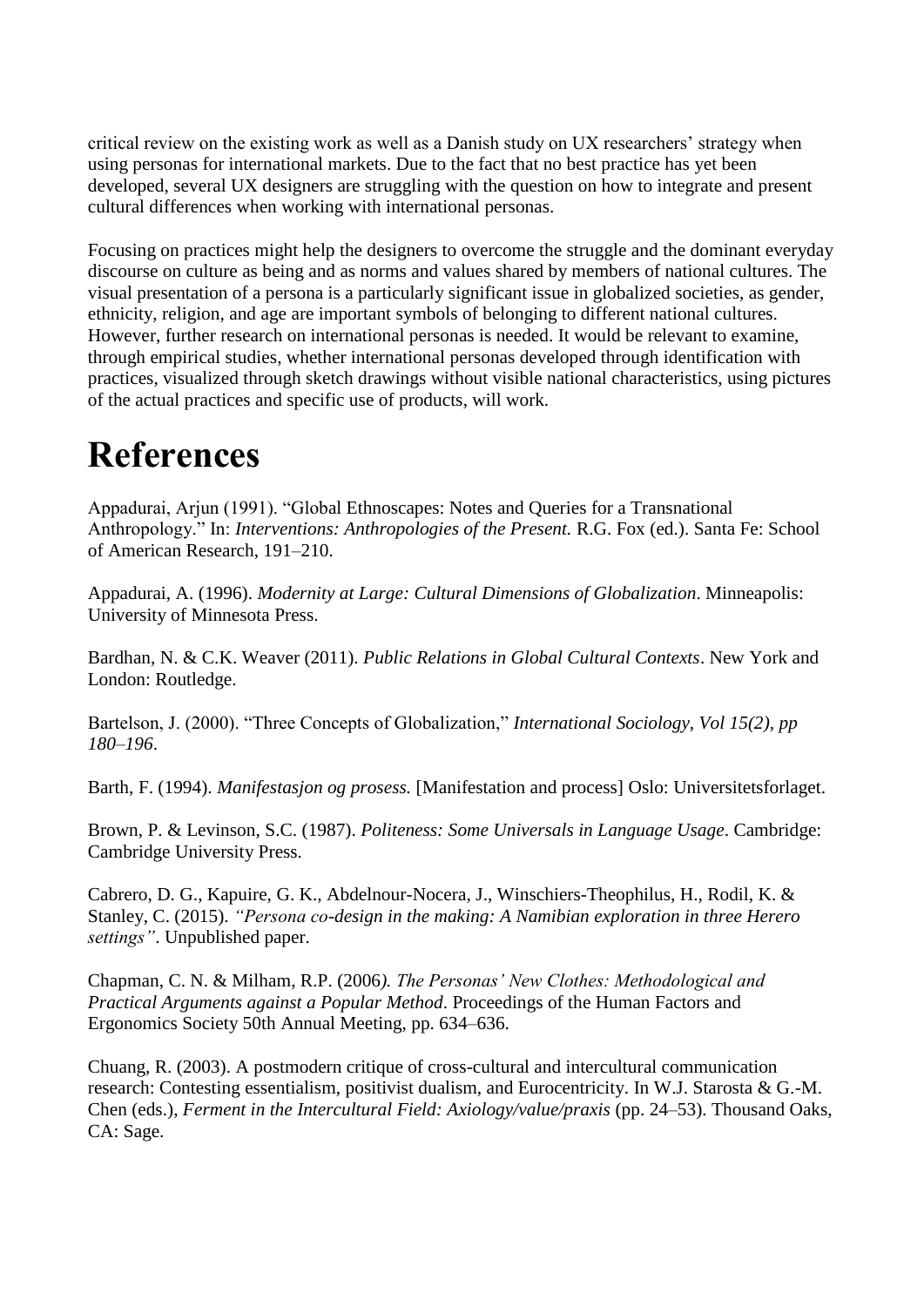critical review on the existing work as well as a Danish study on UX researchers' strategy when using personas for international markets. Due to the fact that no best practice has yet been developed, several UX designers are struggling with the question on how to integrate and present cultural differences when working with international personas.

Focusing on practices might help the designers to overcome the struggle and the dominant everyday discourse on culture as being and as norms and values shared by members of national cultures. The visual presentation of a persona is a particularly significant issue in globalized societies, as gender, ethnicity, religion, and age are important symbols of belonging to different national cultures. However, further research on international personas is needed. It would be relevant to examine, through empirical studies, whether international personas developed through identification with practices, visualized through sketch drawings without visible national characteristics, using pictures of the actual practices and specific use of products, will work.

# References

Appadurai, Arjun (1991). "Global Ethnoscapes: Notes and Queries for a Transnational Anthropology." In: *Interventions: Anthropologies of the Present.* R.G. Fox (ed.). Santa Fe: School of American Research, 191–210.

Appadurai, A. (1996). *Modernity at Large: Cultural Dimensions of Globalization*. Minneapolis: University of Minnesota Press.

Bardhan, N. & C.K. Weaver (2011). *Public Relations in Global Cultural Contexts*. New York and London: Routledge.

Bartelson, J. (2000). "Three Concepts of Globalization," *International Sociology, Vol 15(2), pp 180–196*.

Barth, F. (1994). *Manifestasjon og prosess.* [Manifestation and process] Oslo: Universitetsforlaget.

Brown, P. & Levinson, S.C. (1987). *Politeness: Some Universals in Language Usage*. Cambridge: Cambridge University Press.

Cabrero, D. G., Kapuire, G. K., Abdelnour-Nocera, J., Winschiers-Theophilus, H., Rodil, K. & Stanley, C. (2015). *"Persona co-design in the making: A Namibian exploration in three Herero settings"*. Unpublished paper.

Chapman, C. N. & Milham, R.P. (2006*). The Personas' New Clothes: Methodological and Practical Arguments against a Popular Method*. Proceedings of the Human Factors and Ergonomics Society 50th Annual Meeting, pp. 634–636.

Chuang, R. (2003). A postmodern critique of cross-cultural and intercultural communication research: Contesting essentialism, positivist dualism, and Eurocentricity. In W.J. Starosta & G.-M. Chen (eds.), *Ferment in the Intercultural Field: Axiology/value/praxis* (pp. 24–53). Thousand Oaks, CA: Sage.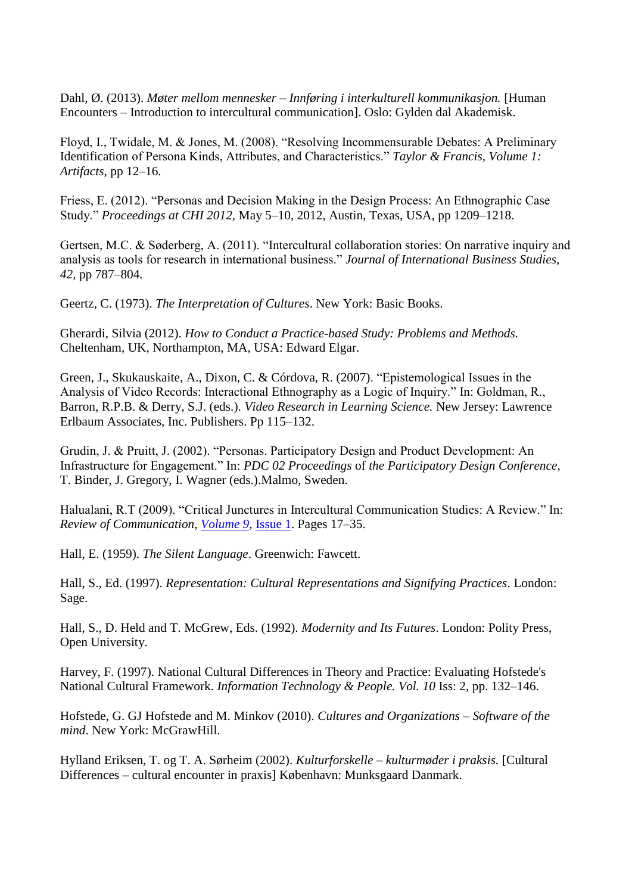Dahl, Ø. (2013). *Møter mellom mennesker – Innføring i interkulturell kommunikasjon.* [Human Encounters – Introduction to intercultural communication]. Oslo: Gylden dal Akademisk.

Floyd, I., Twidale, M. & Jones, M. (2008). "Resolving Incommensurable Debates: A Preliminary Identification of Persona Kinds, Attributes, and Characteristics." *Taylor & Francis, Volume 1: Artifacts,* pp 12–16*.*

Friess, E. (2012). "Personas and Decision Making in the Design Process: An Ethnographic Case Study." *Proceedings at CHI 2012,* May 5–10, 2012, Austin, Texas, USA, pp 1209–1218.

Gertsen, M.C. & Søderberg, A. (2011). "Intercultural collaboration stories: On narrative inquiry and analysis as tools for research in international business." *Journal of International Business Studies, 42,* pp 787–804*.*

Geertz, C. (1973). *The Interpretation of Cultures*. New York: Basic Books.

Gherardi, Silvia (2012). *How to Conduct a Practice-based Study: Problems and Methods.* Cheltenham, UK, Northampton, MA, USA: Edward Elgar.

Green, J., Skukauskaite, A., Dixon, C. & Córdova, R. (2007). "Epistemological Issues in the Analysis of Video Records: Interactional Ethnography as a Logic of Inquiry." In: Goldman, R., Barron, R.P.B. & Derry, S.J. (eds.). *Video Research in Learning Science.* New Jersey: Lawrence Erlbaum Associates, Inc. Publishers. Pp 115–132.

Grudin, J. & Pruitt, J. (2002). "Personas. Participatory Design and Product Development: An Infrastructure for Engagement." In: *PDC 02 Proceedings* of *the Participatory Design Conference,* T. Binder, J. Gregory, I. Wagner (eds.).Malmo, Sweden.

Halualani, R.T (2009). "Critical Junctures in Intercultural Communication Studies: A Review." In: *Review of Communication, Volume 9,* Issue 1. Pages 17–35.

Hall, E. (1959). *The Silent Language*. Greenwich: Fawcett.

Hall, S., Ed. (1997). *Representation: Cultural Representations and Signifying Practices*. London: Sage.

Hall, S., D. Held and T. McGrew, Eds. (1992). *Modernity and Its Futures*. London: Polity Press, Open University.

Harvey, F. (1997). National Cultural Differences in Theory and Practice: Evaluating Hofstede's National Cultural Framework. *Information Technology & People. Vol. 10* Iss: 2, pp. 132–146.

Hofstede, G. GJ Hofstede and M. Minkov (2010). *Cultures and Organizations – Software of the mind*. New York: McGrawHill.

Hylland Eriksen, T. og T. A. Sørheim (2002). *Kulturforskelle – kulturmøder i praksis.* [Cultural Differences – cultural encounter in praxis] København: Munksgaard Danmark.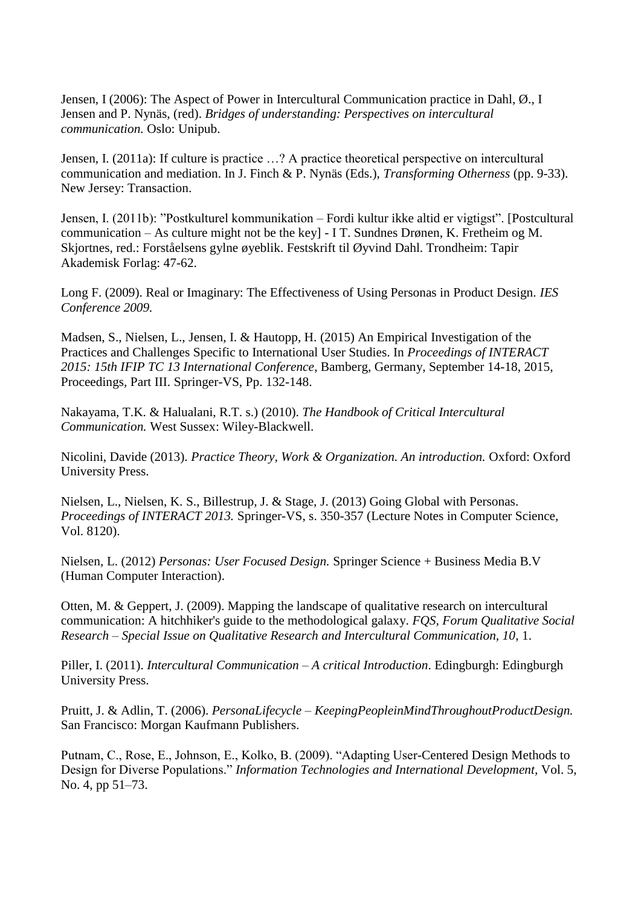Jensen, I (2006): The Aspect of Power in Intercultural Communication practice in Dahl, Ø., I Jensen and P. Nynäs, (red). *Bridges of understanding: Perspectives on intercultural communication.* Oslo: Unipub.

Jensen, I. (2011a): If culture is practice …? A practice theoretical perspective on intercultural communication and mediation. In J. Finch & P. Nynäs (Eds.), *Transforming Otherness* (pp. 9-33). New Jersey: Transaction.

Jensen, I. (2011b): "Postkulturel kommunikation – Fordi kultur ikke altid er vigtigst". [Postcultural communication – As culture might not be the key] - I T. Sundnes Drønen, K. Fretheim og M. Skjortnes, red.: Forståelsens gylne øyeblik. Festskrift til Øyvind Dahl. Trondheim: Tapir Akademisk Forlag: 47-62.

Long F. (2009). Real or Imaginary: The Effectiveness of Using Personas in Product Design. *IES Conference 2009.*

Madsen, S., Nielsen, L., Jensen, I. & Hautopp, H. (2015) An Empirical Investigation of the Practices and Challenges Specific to International User Studies. In *Proceedings of INTERACT 2015: 15th IFIP TC 13 International Conference*, Bamberg, Germany, September 14-18, 2015, Proceedings, Part III. Springer-VS, Pp. 132-148.

Nakayama, T.K. & Halualani, R.T. s.) (2010). *The Handbook of Critical Intercultural Communication.* West Sussex: Wiley-Blackwell.

Nicolini, Davide (2013). *Practice Theory, Work & Organization. An introduction.* Oxford: Oxford University Press.

Nielsen, L., Nielsen, K. S., Billestrup, J. & Stage, J. (2013) Going Global with Personas. *Proceedings of INTERACT 2013.* Springer-VS, s. 350-357 (Lecture Notes in Computer Science, Vol. 8120).

Nielsen, L. (2012) *Personas: User Focused Design.* Springer Science + Business Media B.V (Human Computer Interaction).

Otten, M. & Geppert, J. (2009). Mapping the landscape of qualitative research on intercultural communication: A hitchhiker's guide to the methodological galaxy. *FQS, Forum Qualitative Social Research – Special Issue on Qualitative Research and Intercultural Communication, 10*, 1.

Piller, I. (2011). *Intercultural Communication – A critical Introduction*. Edingburgh: Edingburgh University Press.

Pruitt, J. & Adlin, T. (2006). *PersonaLifecycle – KeepingPeopleinMindThroughoutProductDesign.* San Francisco: Morgan Kaufmann Publishers.

Putnam, C., Rose, E., Johnson, E., Kolko, B. (2009). "Adapting User-Centered Design Methods to Design for Diverse Populations." *Information Technologies and International Development,* Vol. 5, No. 4, pp 51–73.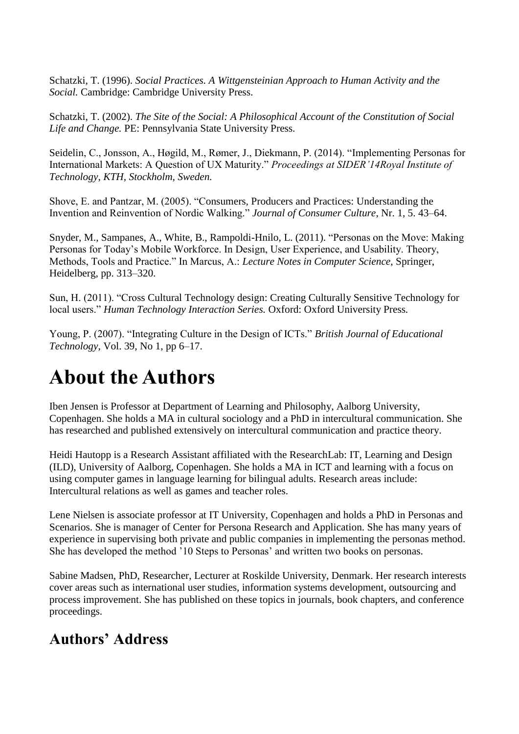Schatzki, T. (1996). *Social Practices. A Wittgensteinian Approach to Human Activity and the Social.* Cambridge: Cambridge University Press.

Schatzki, T. (2002). *The Site of the Social: A Philosophical Account of the Constitution of Social Life and Change.* PE: Pennsylvania State University Press.

Seidelin, C., Jonsson, A., Høgild, M., Rømer, J., Diekmann, P. (2014). "Implementing Personas for International Markets: A Question of UX Maturity." *Proceedings at SIDER'14Royal Institute of Technology, KTH, Stockholm, Sweden.*

Shove, E. and Pantzar, M. (2005). "Consumers, Producers and Practices: Understanding the Invention and Reinvention of Nordic Walking." *Journal of Consumer Culture*, Nr. 1, 5. 43–64.

Snyder, M., Sampanes, A., White, B., Rampoldi-Hnilo, L. (2011). "Personas on the Move: Making Personas for Today's Mobile Workforce. In Design, User Experience, and Usability. Theory, Methods, Tools and Practice." In Marcus, A.: *Lecture Notes in Computer Science*, Springer, Heidelberg, pp. 313–320.

Sun, H. (2011). "Cross Cultural Technology design: Creating Culturally Sensitive Technology for local users." *Human Technology Interaction Series.* Oxford: Oxford University Press.

Young, P. (2007). "Integrating Culture in the Design of ICTs." *British Journal of Educational Technology*, Vol. 39, No 1, pp 6–17.

# About the Authors

Iben Jensen is Professor at Department of Learning and Philosophy, Aalborg University, Copenhagen. She holds a MA in cultural sociology and a PhD in intercultural communication. She has researched and published extensively on intercultural communication and practice theory.

Heidi Hautopp is a Research Assistant affiliated with the ResearchLab: IT, Learning and Design (ILD), University of Aalborg, Copenhagen. She holds a MA in ICT and learning with a focus on using computer games in language learning for bilingual adults. Research areas include: Intercultural relations as well as games and teacher roles.

Lene Nielsen is associate professor at IT University, Copenhagen and holds a PhD in Personas and Scenarios. She is manager of Center for Persona Research and Application. She has many years of experience in supervising both private and public companies in implementing the personas method. She has developed the method '10 Steps to Personas' and written two books on personas.

Sabine Madsen, PhD, Researcher, Lecturer at Roskilde University, Denmark. Her research interests cover areas such as international user studies, information systems development, outsourcing and process improvement. She has published on these topics in journals, book chapters, and conference proceedings.

## Authors' Address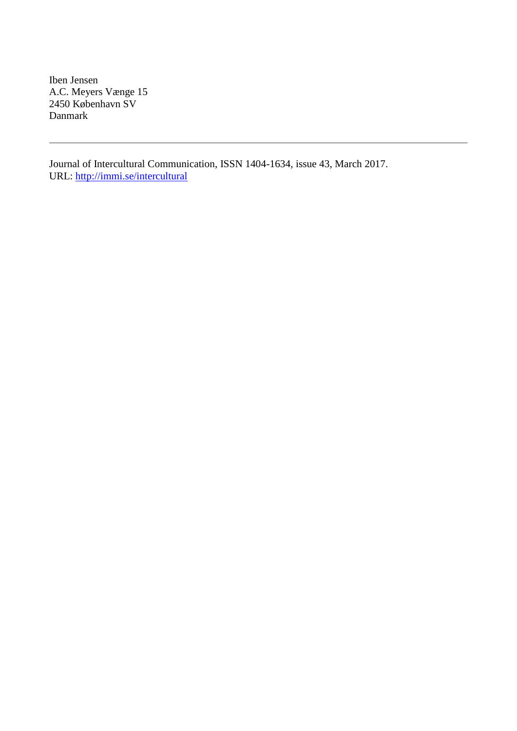Iben Jensen
A.C. Meyers Vænge 15
2450 København SV
Danmark

---

Journal of Intercultural Communication, ISSN 1404-1634, issue 43, March 2017.
URL: http://immi.se/intercultural